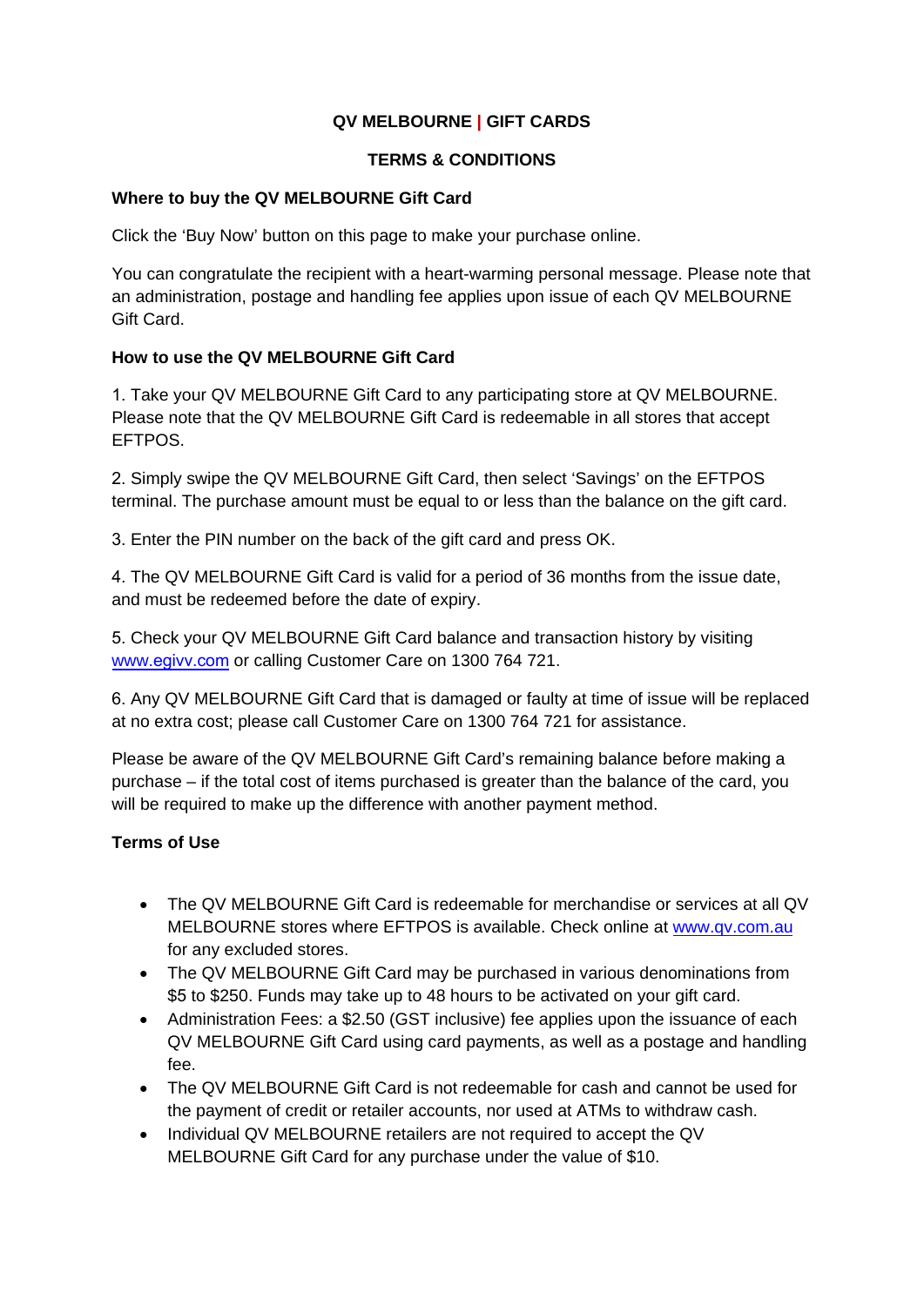# QV MELBOURNE | GIFT CARDS

## TERMS & CONDITIONS

### Where to buy the QV MELBOURNE Gift Card

Click the 'Buy Now' button on this page to make your purchase online.

You can congratulate the recipient with a heart-warming personal message. Please note that an administration, postage and handling fee applies upon issue of each QV MELBOURNE Gift Card.

### How to use the QV MELBOURNE Gift Card

1. Take your QV MELBOURNE Gift Card to any participating store at QV MELBOURNE. Please note that the QV MELBOURNE Gift Card is redeemable in all stores that accept EFTPOS.

2. Simply swipe the QV MELBOURNE Gift Card, then select 'Savings' on the EFTPOS terminal. The purchase amount must be equal to or less than the balance on the gift card.

3. Enter the PIN number on the back of the gift card and press OK.

4. The QV MELBOURNE Gift Card is valid for a period of 36 months from the issue date, and must be redeemed before the date of expiry.

5. Check your QV MELBOURNE Gift Card balance and transaction history by visiting www.egivv.com or calling Customer Care on 1300 764 721.

6. Any QV MELBOURNE Gift Card that is damaged or faulty at time of issue will be replaced at no extra cost; please call Customer Care on 1300 764 721 for assistance.

Please be aware of the QV MELBOURNE Gift Card's remaining balance before making a purchase – if the total cost of items purchased is greater than the balance of the card, you will be required to make up the difference with another payment method.

### Terms of Use

- The QV MELBOURNE Gift Card is redeemable for merchandise or services at all QV MELBOURNE stores where EFTPOS is available. Check online at www.qv.com.au for any excluded stores.
- The QV MELBOURNE Gift Card may be purchased in various denominations from $5 to $250. Funds may take up to 48 hours to be activated on your gift card.
- Administration Fees: a $2.50 (GST inclusive) fee applies upon the issuance of each QV MELBOURNE Gift Card using card payments, as well as a postage and handling fee.
- The QV MELBOURNE Gift Card is not redeemable for cash and cannot be used for the payment of credit or retailer accounts, nor used at ATMs to withdraw cash.
- Individual QV MELBOURNE retailers are not required to accept the QV MELBOURNE Gift Card for any purchase under the value of $10.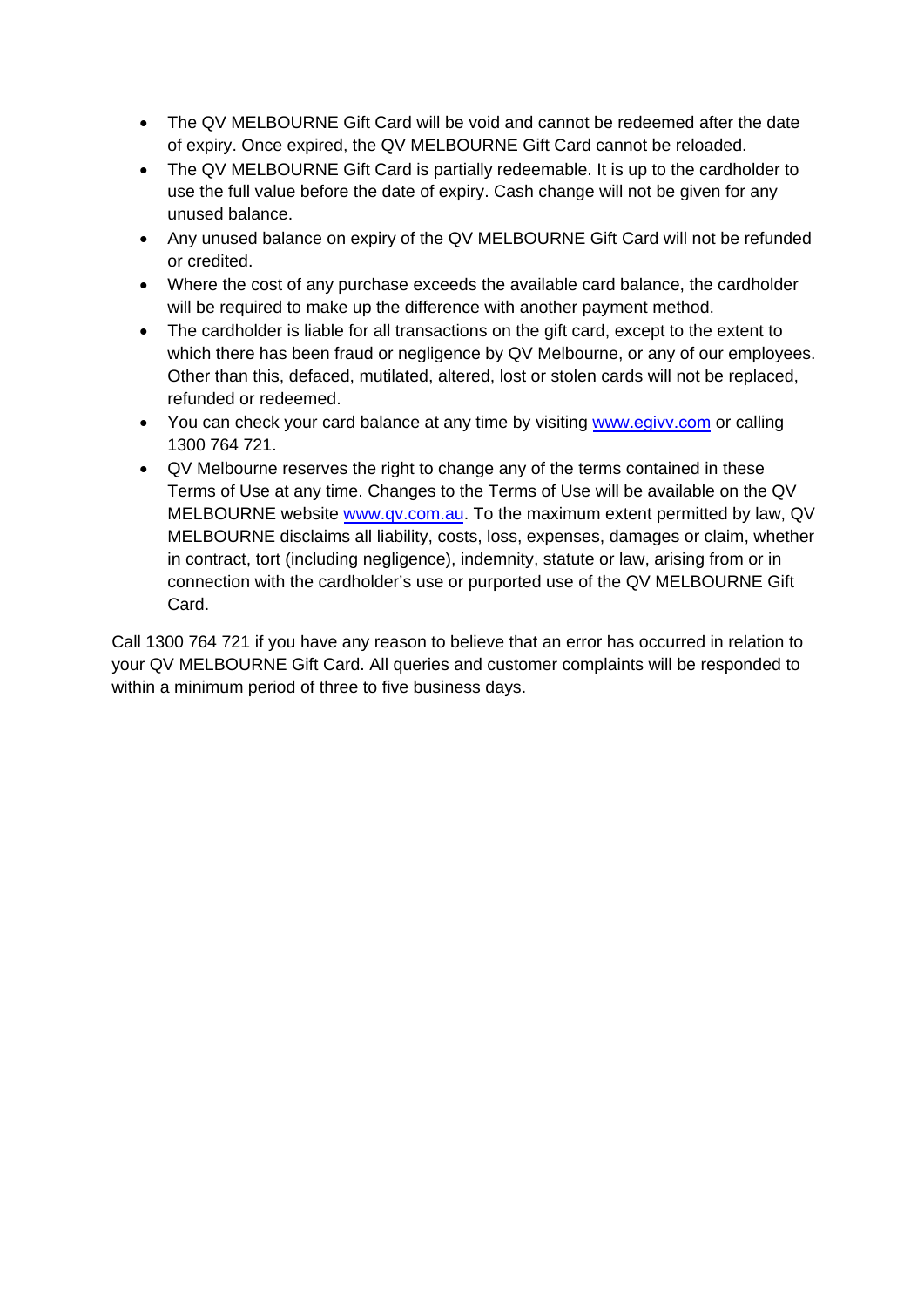- The QV MELBOURNE Gift Card will be void and cannot be redeemed after the date of expiry. Once expired, the QV MELBOURNE Gift Card cannot be reloaded.
- The QV MELBOURNE Gift Card is partially redeemable. It is up to the cardholder to use the full value before the date of expiry. Cash change will not be given for any unused balance.
- Any unused balance on expiry of the QV MELBOURNE Gift Card will not be refunded or credited.
- Where the cost of any purchase exceeds the available card balance, the cardholder will be required to make up the difference with another payment method.
- The cardholder is liable for all transactions on the gift card, except to the extent to which there has been fraud or negligence by QV Melbourne, or any of our employees. Other than this, defaced, mutilated, altered, lost or stolen cards will not be replaced, refunded or redeemed.
- You can check your card balance at any time by visiting [www.egivv.com](http://www.egivv.com) or calling 1300 764 721.
- QV Melbourne reserves the right to change any of the terms contained in these Terms of Use at any time. Changes to the Terms of Use will be available on the QV MELBOURNE website [www.qv.com.au](http://www.qv.com.au). To the maximum extent permitted by law, QV MELBOURNE disclaims all liability, costs, loss, expenses, damages or claim, whether in contract, tort (including negligence), indemnity, statute or law, arising from or in connection with the cardholder's use or purported use of the QV MELBOURNE Gift Card.

Call 1300 764 721 if you have any reason to believe that an error has occurred in relation to your QV MELBOURNE Gift Card. All queries and customer complaints will be responded to within a minimum period of three to five business days.